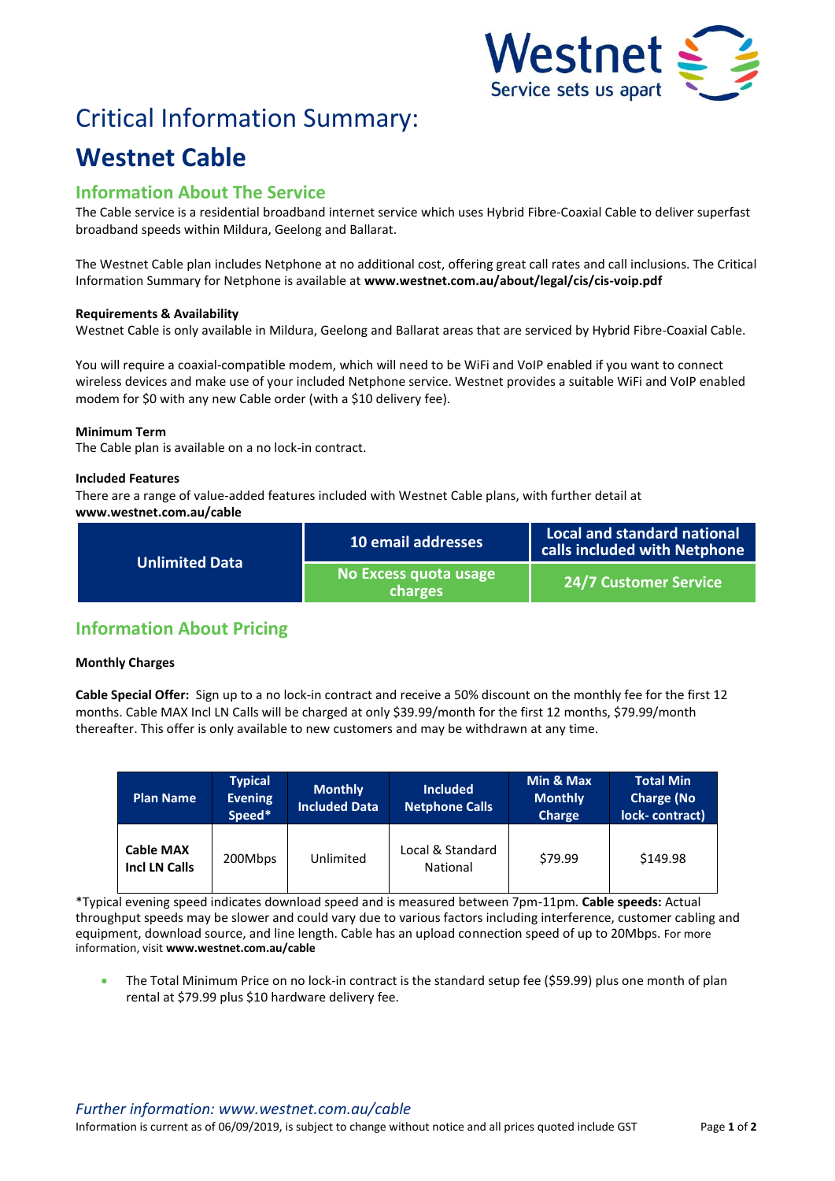Westnet
Service sets us apart

# Critical Information Summary:

# Westnet Cable

## Information About The Service

The Cable service is a residential broadband internet service which uses Hybrid Fibre-Coaxial Cable to deliver superfast broadband speeds within Mildura, Geelong and Ballarat.

The Westnet Cable plan includes Netphone at no additional cost, offering great call rates and call inclusions. The Critical Information Summary for Netphone is available at **www.westnet.com.au/about/legal/cis/cis-voip.pdf**

**Requirements & Availability**

Westnet Cable is only available in Mildura, Geelong and Ballarat areas that are serviced by Hybrid Fibre-Coaxial Cable.

You will require a coaxial-compatible modem, which will need to be WiFi and VoIP enabled if you want to connect wireless devices and make use of your included Netphone service. Westnet provides a suitable WiFi and VoIP enabled modem for $0 with any new Cable order (with a $10 delivery fee).

**Minimum Term**

The Cable plan is available on a no lock-in contract.

**Included Features**

There are a range of value-added features included with Westnet Cable plans, with further detail at **www.westnet.com.au/cable**

| Unlimited Data | 10 email addresses | Local and standard national calls included with Netphone |
|---|---|---|
| | No Excess quota usage charges | 24/7 Customer Service |

## Information About Pricing

**Monthly Charges**

**Cable Special Offer:** Sign up to a no lock-in contract and receive a 50% discount on the monthly fee for the first 12 months. Cable MAX Incl LN Calls will be charged at only $39.99/month for the first 12 months, $79.99/month thereafter. This offer is only available to new customers and may be withdrawn at any time.

| Plan Name | Typical Evening Speed* | Monthly Included Data | Included Netphone Calls | Min & Max Monthly Charge | Total Min Charge (No lock- contract) |
|---|---|---|---|---|---|
| **Cable MAX Incl LN Calls** | 200Mbps | Unlimited | Local & Standard National | $79.99 | $149.98 |

*Typical evening speed indicates download speed and is measured between 7pm-11pm. **Cable speeds:** Actual throughput speeds may be slower and could vary due to various factors including interference, customer cabling and equipment, download source, and line length. Cable has an upload connection speed of up to 20Mbps. For more information, visit **www.westnet.com.au/cable**

- The Total Minimum Price on no lock-in contract is the standard setup fee ($59.99) plus one month of plan rental at $79.99 plus $10 hardware delivery fee.

*Further information: www.westnet.com.au/cable*

Information is current as of 06/09/2019, is subject to change without notice and all prices quoted include GST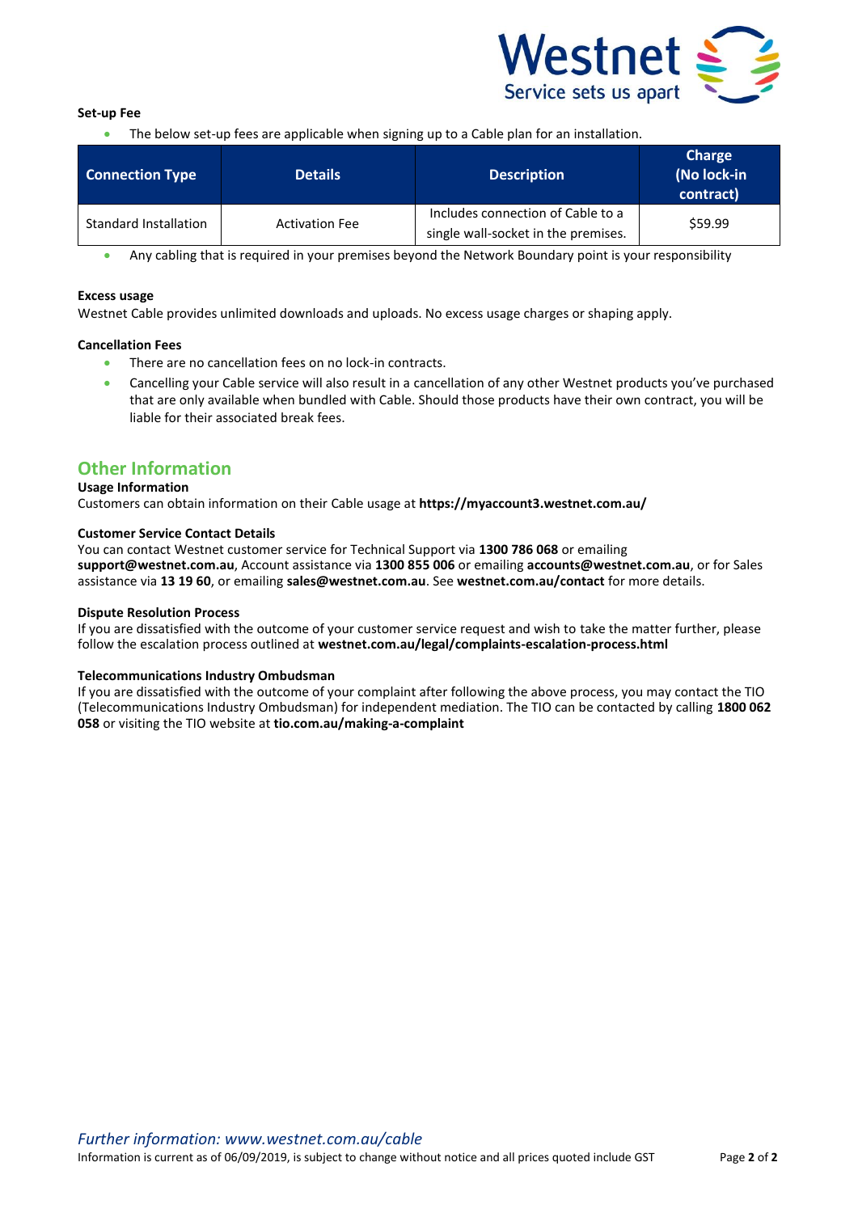**Set-up Fee**

- The below set-up fees are applicable when signing up to a Cable plan for an installation.

| Connection Type | Details | Description | Charge (No lock-in contract) |
|---|---|---|---|
| Standard Installation | Activation Fee | Includes connection of Cable to a single wall-socket in the premises. | $59.99 |

- Any cabling that is required in your premises beyond the Network Boundary point is your responsibility

**Excess usage**

Westnet Cable provides unlimited downloads and uploads. No excess usage charges or shaping apply.

**Cancellation Fees**

- There are no cancellation fees on no lock-in contracts.
- Cancelling your Cable service will also result in a cancellation of any other Westnet products you've purchased that are only available when bundled with Cable. Should those products have their own contract, you will be liable for their associated break fees.

## Other Information

**Usage Information**

Customers can obtain information on their Cable usage at **https://myaccount3.westnet.com.au/**

**Customer Service Contact Details**

You can contact Westnet customer service for Technical Support via **1300 786 068** or emailing **support@westnet.com.au**, Account assistance via **1300 855 006** or emailing **accounts@westnet.com.au**, or for Sales assistance via **13 19 60**, or emailing **sales@westnet.com.au**. See **westnet.com.au/contact** for more details.

**Dispute Resolution Process**

If you are dissatisfied with the outcome of your customer service request and wish to take the matter further, please follow the escalation process outlined at **westnet.com.au/legal/complaints-escalation-process.html**

**Telecommunications Industry Ombudsman**

If you are dissatisfied with the outcome of your complaint after following the above process, you may contact the TIO (Telecommunications Industry Ombudsman) for independent mediation. The TIO can be contacted by calling **1800 062 058** or visiting the TIO website at **tio.com.au/making-a-complaint**

*Further information: www.westnet.com.au/cable*

Information is current as of 06/09/2019, is subject to change without notice and all prices quoted include GST